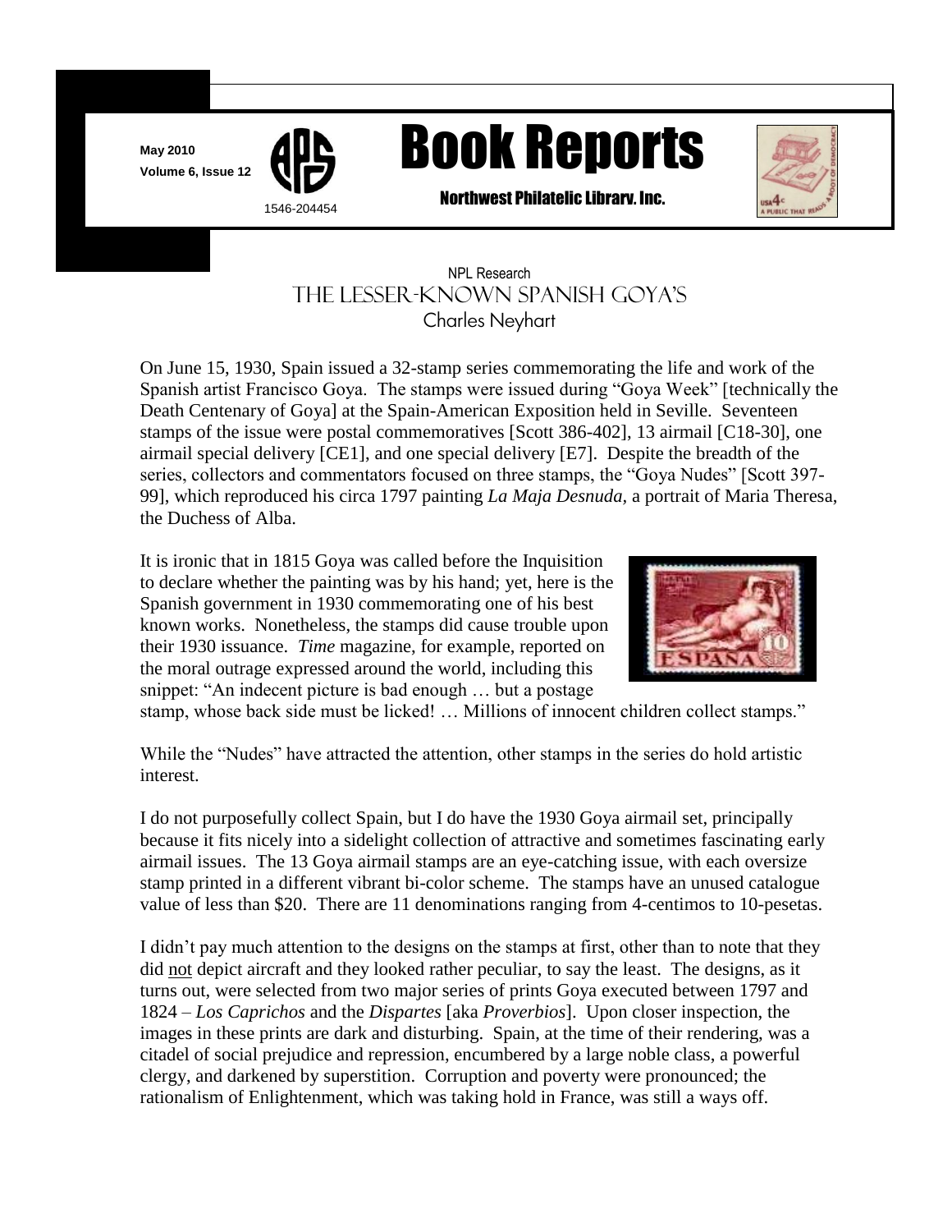May 2010
Volume 6, Issue 12

1546-204454

# Book Reports

Northwest Philatelic Library, Inc.

NPL Research

## The Lesser-Known Spanish Goya's

Charles Neyhart

On June 15, 1930, Spain issued a 32-stamp series commemorating the life and work of the Spanish artist Francisco Goya. The stamps were issued during "Goya Week" [technically the Death Centenary of Goya] at the Spain-American Exposition held in Seville. Seventeen stamps of the issue were postal commemoratives [Scott 386-402], 13 airmail [C18-30], one airmail special delivery [CE1], and one special delivery [E7]. Despite the breadth of the series, collectors and commentators focused on three stamps, the "Goya Nudes" [Scott 397-99], which reproduced his circa 1797 painting *La Maja Desnuda,* a portrait of Maria Theresa, the Duchess of Alba.

It is ironic that in 1815 Goya was called before the Inquisition to declare whether the painting was by his hand; yet, here is the Spanish government in 1930 commemorating one of his best known works. Nonetheless, the stamps did cause trouble upon their 1930 issuance. *Time* magazine, for example, reported on the moral outrage expressed around the world, including this snippet: "An indecent picture is bad enough … but a postage stamp, whose back side must be licked! … Millions of innocent children collect stamps."

While the "Nudes" have attracted the attention, other stamps in the series do hold artistic interest.

I do not purposefully collect Spain, but I do have the 1930 Goya airmail set, principally because it fits nicely into a sidelight collection of attractive and sometimes fascinating early airmail issues. The 13 Goya airmail stamps are an eye-catching issue, with each oversize stamp printed in a different vibrant bi-color scheme. The stamps have an unused catalogue value of less than $20. There are 11 denominations ranging from 4-centimos to 10-pesetas.

I didn't pay much attention to the designs on the stamps at first, other than to note that they did not depict aircraft and they looked rather peculiar, to say the least. The designs, as it turns out, were selected from two major series of prints Goya executed between 1797 and 1824 – *Los Caprichos* and the *Dispartes* [aka *Proverbios*]. Upon closer inspection, the images in these prints are dark and disturbing. Spain, at the time of their rendering, was a citadel of social prejudice and repression, encumbered by a large noble class, a powerful clergy, and darkened by superstition. Corruption and poverty were pronounced; the rationalism of Enlightenment, which was taking hold in France, was still a ways off.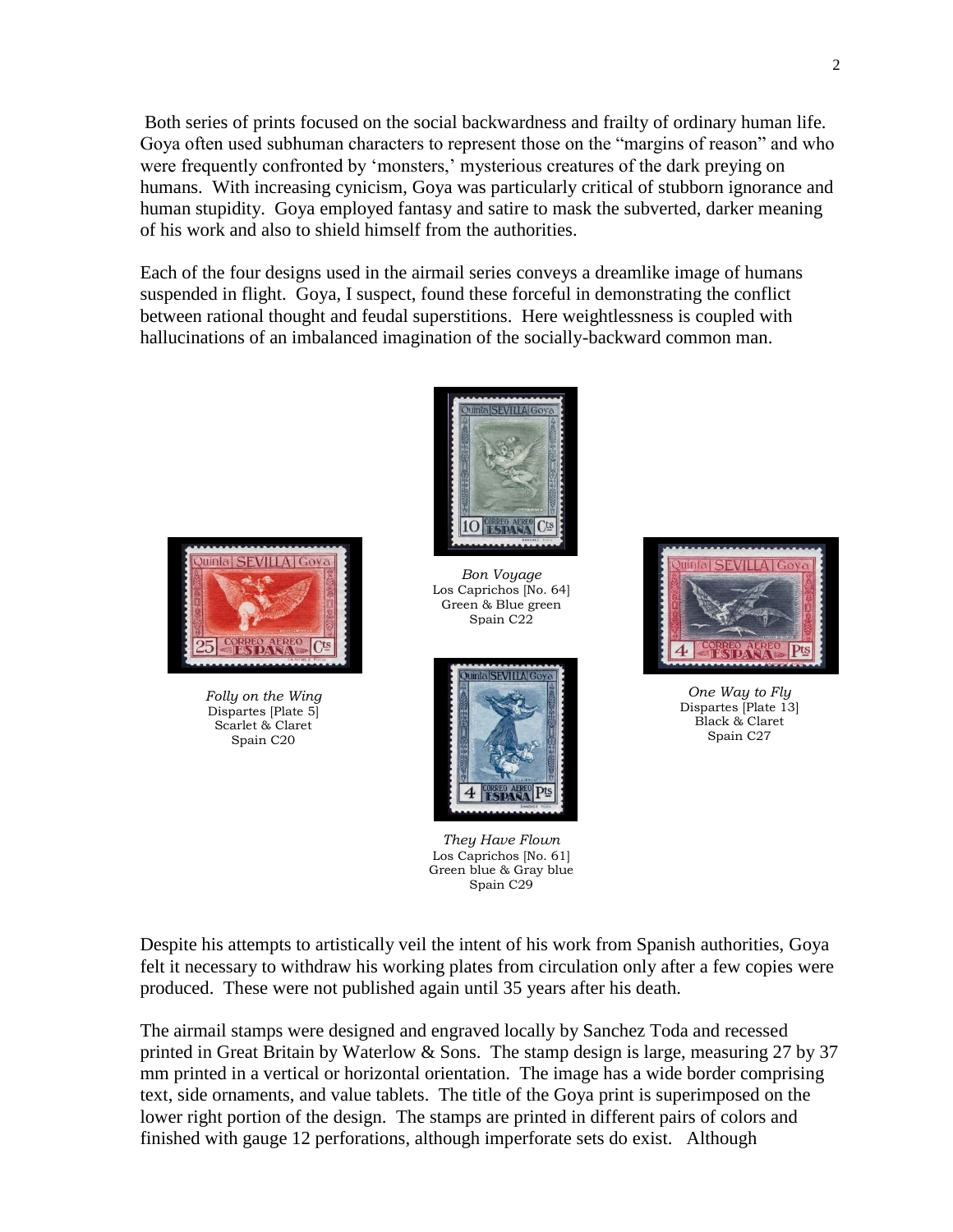Both series of prints focused on the social backwardness and frailty of ordinary human life. Goya often used subhuman characters to represent those on the "margins of reason" and who were frequently confronted by 'monsters,' mysterious creatures of the dark preying on humans. With increasing cynicism, Goya was particularly critical of stubborn ignorance and human stupidity. Goya employed fantasy and satire to mask the subverted, darker meaning of his work and also to shield himself from the authorities.

Each of the four designs used in the airmail series conveys a dreamlike image of humans suspended in flight. Goya, I suspect, found these forceful in demonstrating the conflict between rational thought and feudal superstitions. Here weightlessness is coupled with hallucinations of an imbalanced imagination of the socially-backward common man.

*Folly on the Wing*
Dispartes [Plate 5]
Scarlet & Claret
Spain C20

*Bon Voyage*
Los Caprichos [No. 64]
Green & Blue green
Spain C22

*They Have Flown*
Los Caprichos [No. 61]
Green blue & Gray blue
Spain C29

*One Way to Fly*
Dispartes [Plate 13]
Black & Claret
Spain C27

Despite his attempts to artistically veil the intent of his work from Spanish authorities, Goya felt it necessary to withdraw his working plates from circulation only after a few copies were produced. These were not published again until 35 years after his death.

The airmail stamps were designed and engraved locally by Sanchez Toda and recessed printed in Great Britain by Waterlow & Sons. The stamp design is large, measuring 27 by 37 mm printed in a vertical or horizontal orientation. The image has a wide border comprising text, side ornaments, and value tablets. The title of the Goya print is superimposed on the lower right portion of the design. The stamps are printed in different pairs of colors and finished with gauge 12 perforations, although imperforate sets do exist. Although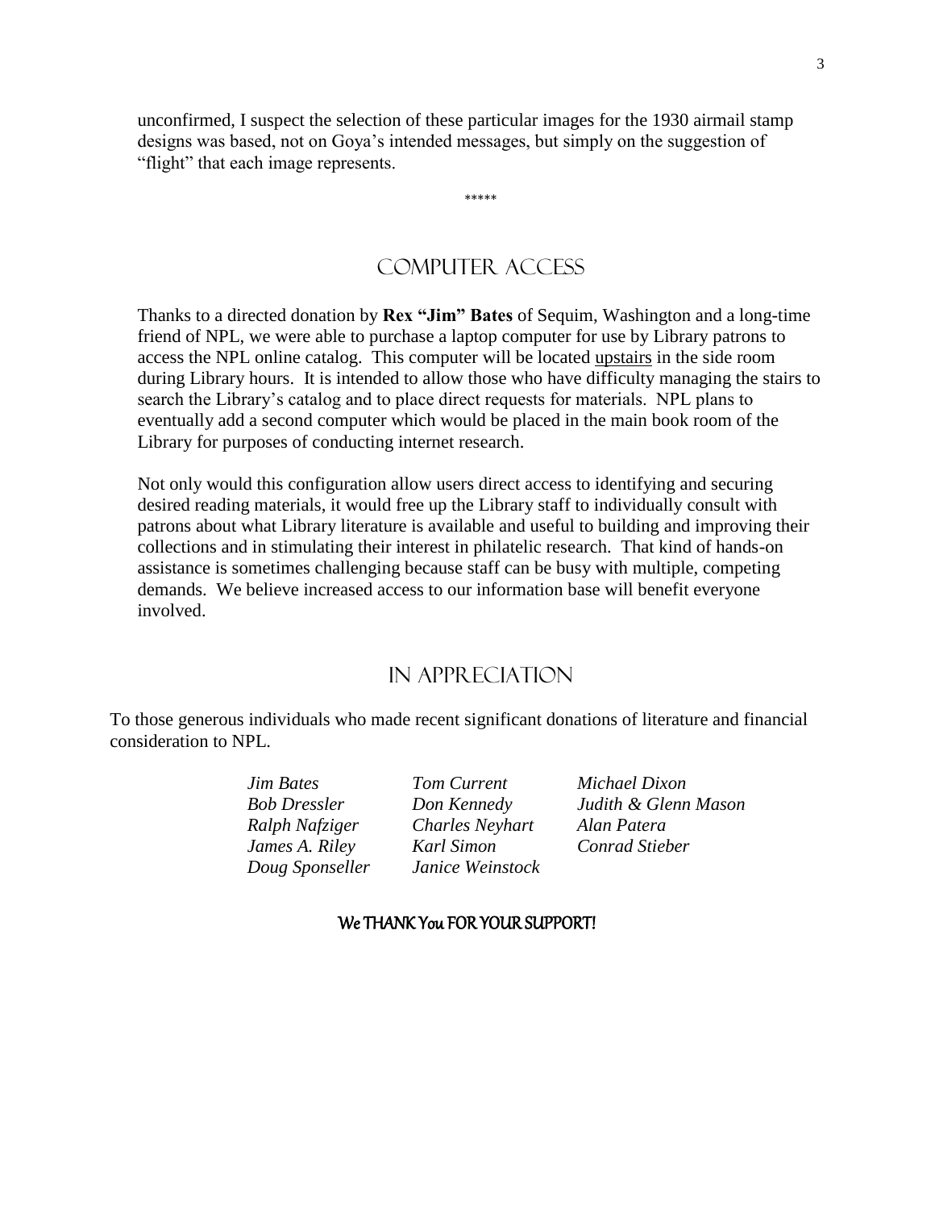unconfirmed, I suspect the selection of these particular images for the 1930 airmail stamp designs was based, not on Goya's intended messages, but simply on the suggestion of "flight" that each image represents.

*****

## COMPUTER ACCESS

Thanks to a directed donation by **Rex "Jim" Bates** of Sequim, Washington and a long-time friend of NPL, we were able to purchase a laptop computer for use by Library patrons to access the NPL online catalog. This computer will be located <u>upstairs</u> in the side room during Library hours. It is intended to allow those who have difficulty managing the stairs to search the Library's catalog and to place direct requests for materials. NPL plans to eventually add a second computer which would be placed in the main book room of the Library for purposes of conducting internet research.

Not only would this configuration allow users direct access to identifying and securing desired reading materials, it would free up the Library staff to individually consult with patrons about what Library literature is available and useful to building and improving their collections and in stimulating their interest in philatelic research. That kind of hands-on assistance is sometimes challenging because staff can be busy with multiple, competing demands. We believe increased access to our information base will benefit everyone involved.

## IN APPRECIATION

To those generous individuals who made recent significant donations of literature and financial consideration to NPL.

*Jim Bates* — *Tom Current* — *Michael Dixon*
*Bob Dressler* — *Don Kennedy* — *Judith & Glenn Mason*
*Ralph Nafziger* — *Charles Neyhart* — *Alan Patera*
*James A. Riley* — *Karl Simon* — *Conrad Stieber*
*Doug Sponseller* — *Janice Weinstock*

**We THANK You FOR YOUR SUPPORT!**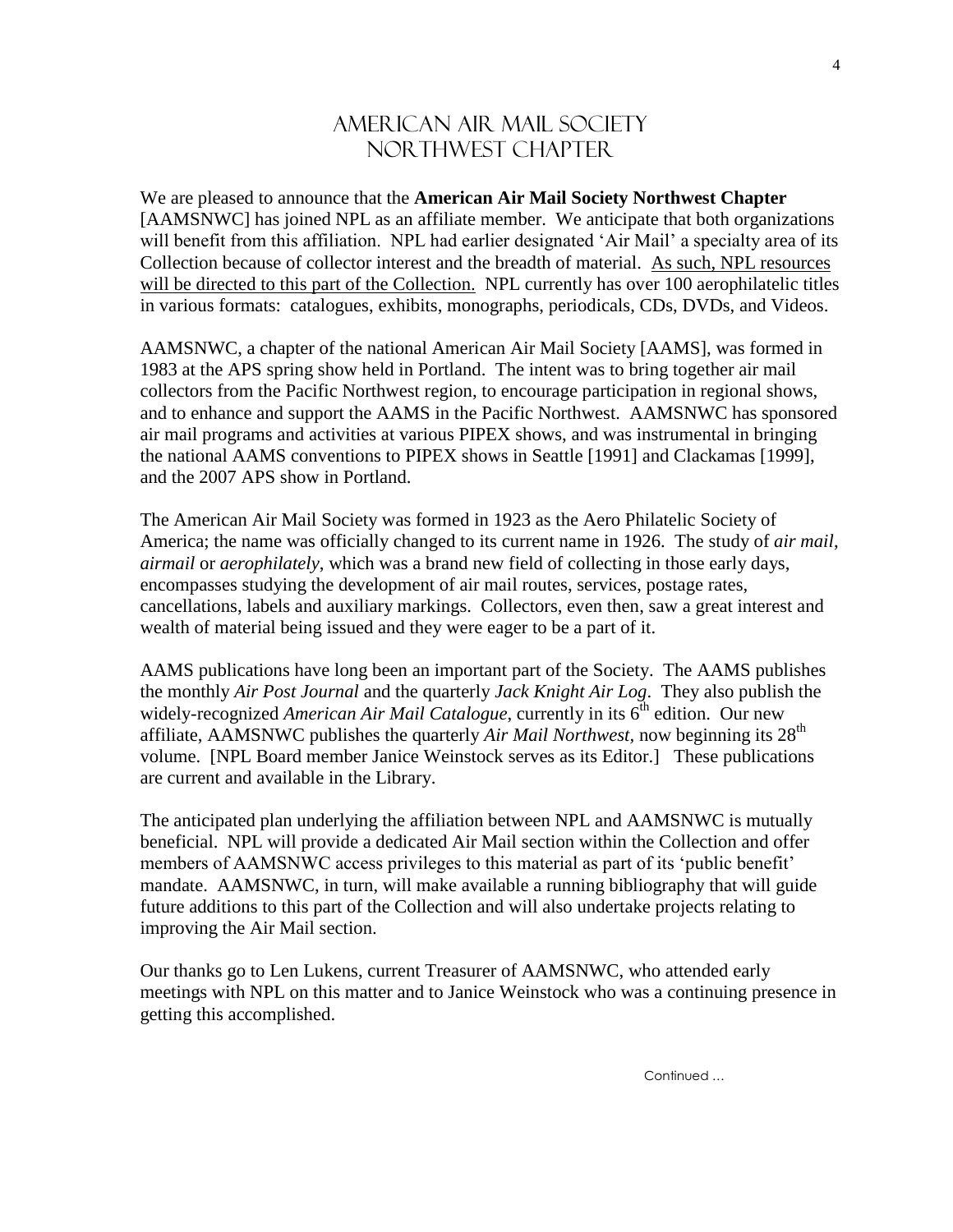# American Air Mail Society
# Northwest Chapter

We are pleased to announce that the **American Air Mail Society Northwest Chapter** [AAMSNWC] has joined NPL as an affiliate member. We anticipate that both organizations will benefit from this affiliation. NPL had earlier designated 'Air Mail' a specialty area of its Collection because of collector interest and the breadth of material. <u>As such, NPL resources will be directed to this part of the Collection.</u> NPL currently has over 100 aerophilatelic titles in various formats: catalogues, exhibits, monographs, periodicals, CDs, DVDs, and Videos.

AAMSNWC, a chapter of the national American Air Mail Society [AAMS], was formed in 1983 at the APS spring show held in Portland. The intent was to bring together air mail collectors from the Pacific Northwest region, to encourage participation in regional shows, and to enhance and support the AAMS in the Pacific Northwest. AAMSNWC has sponsored air mail programs and activities at various PIPEX shows, and was instrumental in bringing the national AAMS conventions to PIPEX shows in Seattle [1991] and Clackamas [1999], and the 2007 APS show in Portland.

The American Air Mail Society was formed in 1923 as the Aero Philatelic Society of America; the name was officially changed to its current name in 1926. The study of *air mail*, *airmail* or *aerophilately*, which was a brand new field of collecting in those early days, encompasses studying the development of air mail routes, services, postage rates, cancellations, labels and auxiliary markings. Collectors, even then, saw a great interest and wealth of material being issued and they were eager to be a part of it.

AAMS publications have long been an important part of the Society. The AAMS publishes the monthly *Air Post Journal* and the quarterly *Jack Knight Air Log*. They also publish the widely-recognized *American Air Mail Catalogue*, currently in its 6th edition. Our new affiliate, AAMSNWC publishes the quarterly *Air Mail Northwest*, now beginning its 28th volume. [NPL Board member Janice Weinstock serves as its Editor.] These publications are current and available in the Library.

The anticipated plan underlying the affiliation between NPL and AAMSNWC is mutually beneficial. NPL will provide a dedicated Air Mail section within the Collection and offer members of AAMSNWC access privileges to this material as part of its 'public benefit' mandate. AAMSNWC, in turn, will make available a running bibliography that will guide future additions to this part of the Collection and will also undertake projects relating to improving the Air Mail section.

Our thanks go to Len Lukens, current Treasurer of AAMSNWC, who attended early meetings with NPL on this matter and to Janice Weinstock who was a continuing presence in getting this accomplished.

Continued ...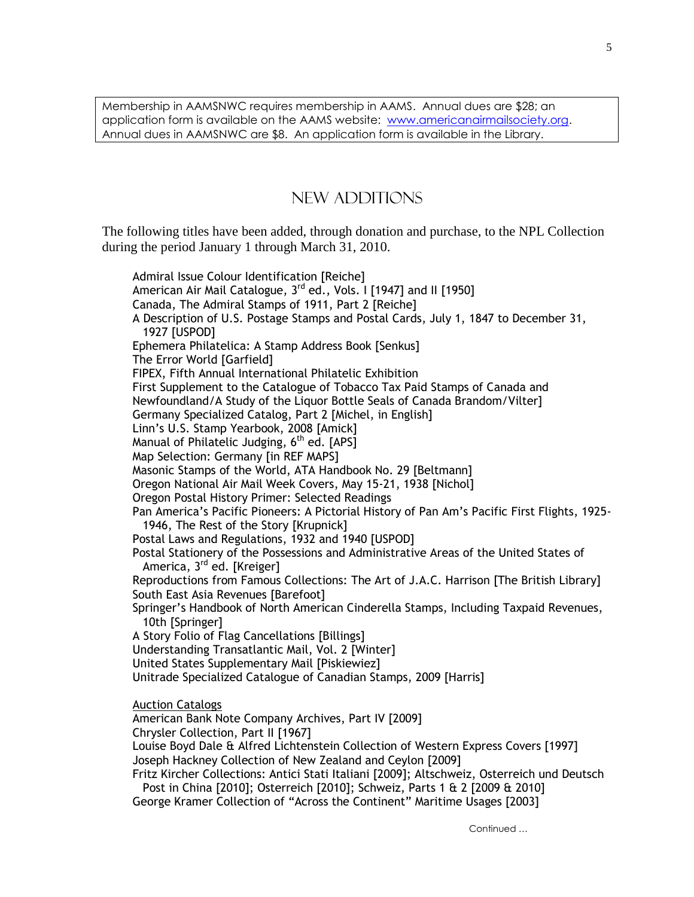Membership in AAMSNWC requires membership in AAMS. Annual dues are $28; an application form is available on the AAMS website: [www.americanairmailsociety.org](http://www.americanairmailsociety.org). Annual dues in AAMSNWC are $8. An application form is available in the Library.

## New Additions

The following titles have been added, through donation and purchase, to the NPL Collection during the period January 1 through March 31, 2010.

Admiral Issue Colour Identification [Reiche]
American Air Mail Catalogue, 3rd ed., Vols. I [1947] and II [1950]
Canada, The Admiral Stamps of 1911, Part 2 [Reiche]
A Description of U.S. Postage Stamps and Postal Cards, July 1, 1847 to December 31, 1927 [USPOD]
Ephemera Philatelica: A Stamp Address Book [Senkus]
The Error World [Garfield]
FIPEX, Fifth Annual International Philatelic Exhibition
First Supplement to the Catalogue of Tobacco Tax Paid Stamps of Canada and Newfoundland/A Study of the Liquor Bottle Seals of Canada Brandom/Vilter]
Germany Specialized Catalog, Part 2 [Michel, in English]
Linn's U.S. Stamp Yearbook, 2008 [Amick]
Manual of Philatelic Judging, 6th ed. [APS]
Map Selection: Germany [in REF MAPS]
Masonic Stamps of the World, ATA Handbook No. 29 [Beltmann]
Oregon National Air Mail Week Covers, May 15-21, 1938 [Nichol]
Oregon Postal History Primer: Selected Readings
Pan America's Pacific Pioneers: A Pictorial History of Pan Am's Pacific First Flights, 1925-1946, The Rest of the Story [Krupnick]
Postal Laws and Regulations, 1932 and 1940 [USPOD]
Postal Stationery of the Possessions and Administrative Areas of the United States of America, 3rd ed. [Kreiger]
Reproductions from Famous Collections: The Art of J.A.C. Harrison [The British Library]
South East Asia Revenues [Barefoot]
Springer's Handbook of North American Cinderella Stamps, Including Taxpaid Revenues, 10th [Springer]
A Story Folio of Flag Cancellations [Billings]
Understanding Transatlantic Mail, Vol. 2 [Winter]
United States Supplementary Mail [Piskiewiez]
Unitrade Specialized Catalogue of Canadian Stamps, 2009 [Harris]

Auction Catalogs
American Bank Note Company Archives, Part IV [2009]
Chrysler Collection, Part II [1967]
Louise Boyd Dale & Alfred Lichtenstein Collection of Western Express Covers [1997]
Joseph Hackney Collection of New Zealand and Ceylon [2009]
Fritz Kircher Collections: Antici Stati Italiani [2009]; Altschweiz, Osterreich und Deutsch Post in China [2010]; Osterreich [2010]; Schweiz, Parts 1 & 2 [2009 & 2010]
George Kramer Collection of "Across the Continent" Maritime Usages [2003]

Continued ...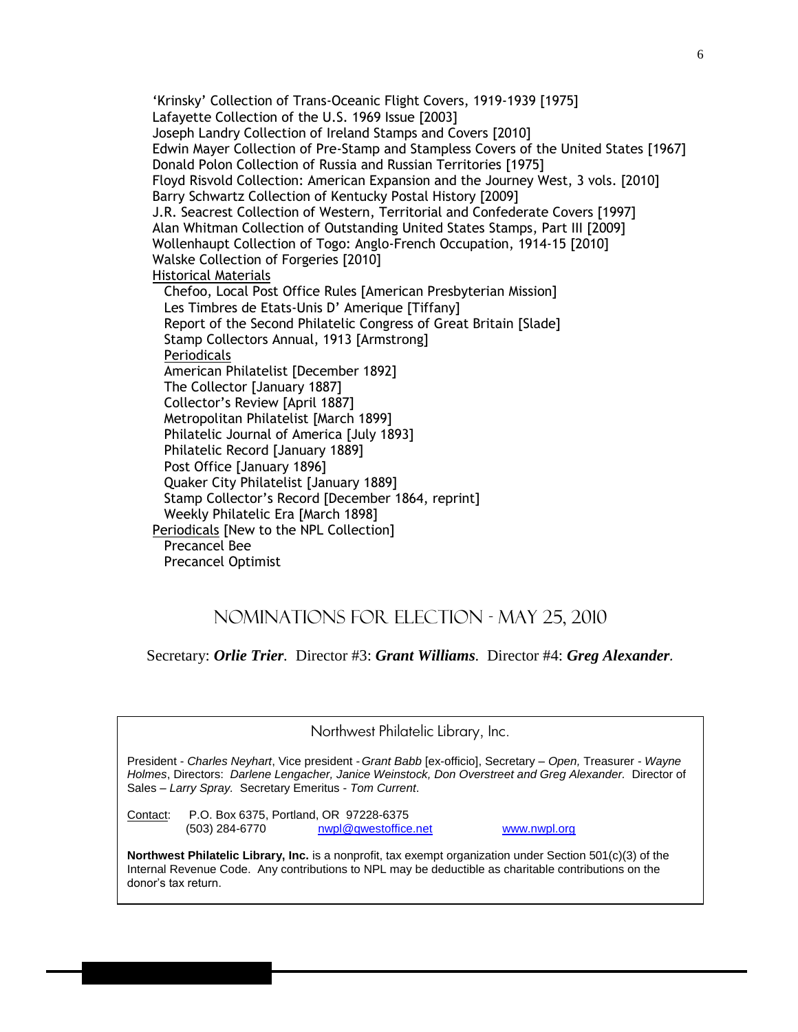'Krinsky' Collection of Trans-Oceanic Flight Covers, 1919-1939 [1975]
Lafayette Collection of the U.S. 1969 Issue [2003]
Joseph Landry Collection of Ireland Stamps and Covers [2010]
Edwin Mayer Collection of Pre-Stamp and Stampless Covers of the United States [1967]
Donald Polon Collection of Russia and Russian Territories [1975]
Floyd Risvold Collection: American Expansion and the Journey West, 3 vols. [2010]
Barry Schwartz Collection of Kentucky Postal History [2009]
J.R. Seacrest Collection of Western, Territorial and Confederate Covers [1997]
Alan Whitman Collection of Outstanding United States Stamps, Part III [2009]
Wollenhaupt Collection of Togo: Anglo-French Occupation, 1914-15 [2010]
Walske Collection of Forgeries [2010]

<u>Historical Materials</u>

Chefoo, Local Post Office Rules [American Presbyterian Mission]
Les Timbres de Etats-Unis D' Amerique [Tiffany]
Report of the Second Philatelic Congress of Great Britain [Slade]
Stamp Collectors Annual, 1913 [Armstrong]

<u>Periodicals</u>

American Philatelist [December 1892]
The Collector [January 1887]
Collector's Review [April 1887]
Metropolitan Philatelist [March 1899]
Philatelic Journal of America [July 1893]
Philatelic Record [January 1889]
Post Office [January 1896]
Quaker City Philatelist [January 1889]
Stamp Collector's Record [December 1864, reprint]
Weekly Philatelic Era [March 1898]

<u>Periodicals</u> [New to the NPL Collection]

Precancel Bee
Precancel Optimist

## Nominations for Election - May 25, 2010

Secretary: ***Orlie Trier***. Director #3: ***Grant Williams***. Director #4: ***Greg Alexander***.

---

Northwest Philatelic Library, Inc.

President - *Charles Neyhart*, Vice president - *Grant Babb* [ex-officio], Secretary – *Open,* Treasurer - *Wayne Holmes*, Directors: *Darlene Lengacher, Janice Weinstock, Don Overstreet and Greg Alexander.* Director of Sales – *Larry Spray.* Secretary Emeritus - *Tom Current*.

<u>Contact</u>: P.O. Box 6375, Portland, OR 97228-6375
(503) 284-6770 nwpl@qwestoffice.net www.nwpl.org

**Northwest Philatelic Library, Inc.** is a nonprofit, tax exempt organization under Section 501(c)(3) of the Internal Revenue Code. Any contributions to NPL may be deductible as charitable contributions on the donor's tax return.